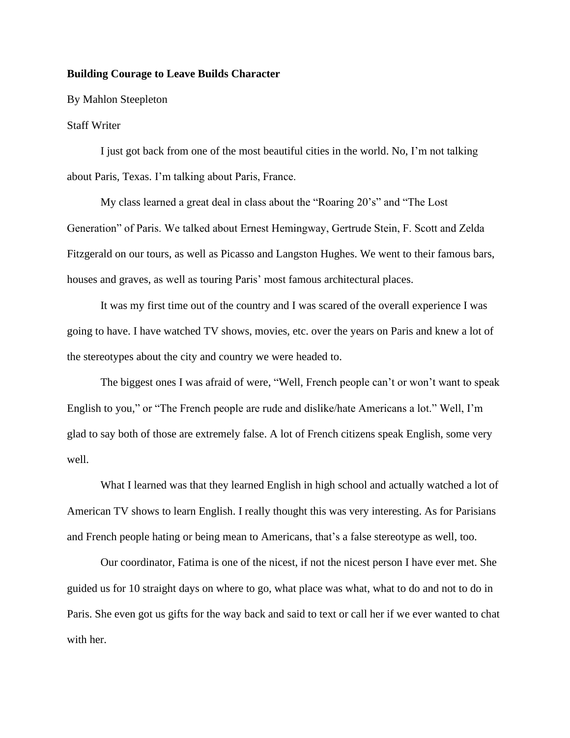**Building Courage to Leave Builds Character**

By Mahlon Steepleton

Staff Writer

I just got back from one of the most beautiful cities in the world. No, I'm not talking about Paris, Texas. I'm talking about Paris, France.

My class learned a great deal in class about the "Roaring 20's" and "The Lost Generation" of Paris. We talked about Ernest Hemingway, Gertrude Stein, F. Scott and Zelda Fitzgerald on our tours, as well as Picasso and Langston Hughes. We went to their famous bars, houses and graves, as well as touring Paris' most famous architectural places.

It was my first time out of the country and I was scared of the overall experience I was going to have. I have watched TV shows, movies, etc. over the years on Paris and knew a lot of the stereotypes about the city and country we were headed to.

The biggest ones I was afraid of were, "Well, French people can't or won't want to speak English to you," or "The French people are rude and dislike/hate Americans a lot." Well, I'm glad to say both of those are extremely false. A lot of French citizens speak English, some very well.

What I learned was that they learned English in high school and actually watched a lot of American TV shows to learn English. I really thought this was very interesting. As for Parisians and French people hating or being mean to Americans, that's a false stereotype as well, too.

Our coordinator, Fatima is one of the nicest, if not the nicest person I have ever met. She guided us for 10 straight days on where to go, what place was what, what to do and not to do in Paris. She even got us gifts for the way back and said to text or call her if we ever wanted to chat with her.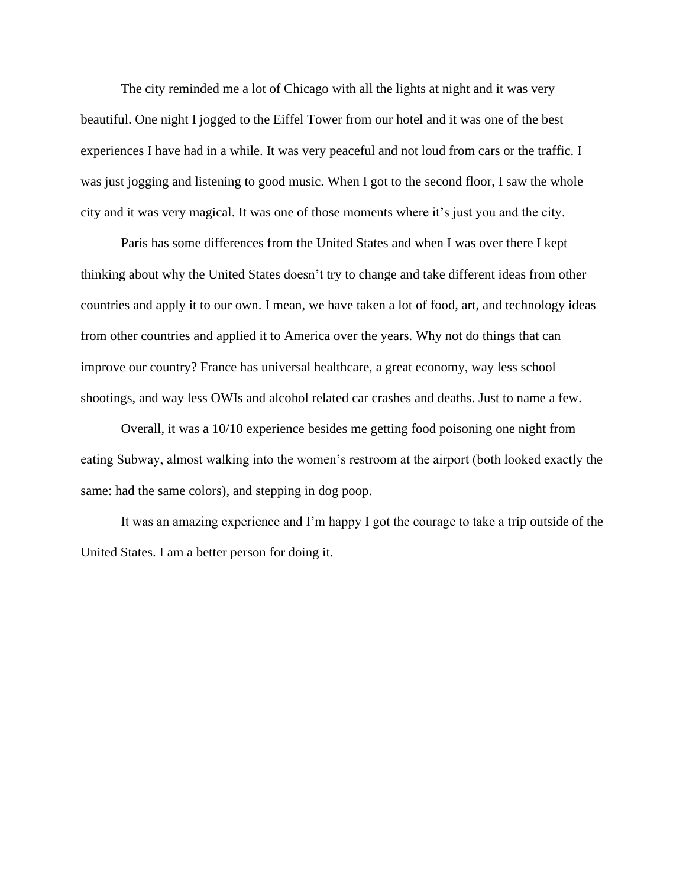The city reminded me a lot of Chicago with all the lights at night and it was very beautiful. One night I jogged to the Eiffel Tower from our hotel and it was one of the best experiences I have had in a while. It was very peaceful and not loud from cars or the traffic. I was just jogging and listening to good music. When I got to the second floor, I saw the whole city and it was very magical. It was one of those moments where it's just you and the city.

Paris has some differences from the United States and when I was over there I kept thinking about why the United States doesn't try to change and take different ideas from other countries and apply it to our own. I mean, we have taken a lot of food, art, and technology ideas from other countries and applied it to America over the years. Why not do things that can improve our country? France has universal healthcare, a great economy, way less school shootings, and way less OWIs and alcohol related car crashes and deaths. Just to name a few.

Overall, it was a 10/10 experience besides me getting food poisoning one night from eating Subway, almost walking into the women's restroom at the airport (both looked exactly the same: had the same colors), and stepping in dog poop.

It was an amazing experience and I'm happy I got the courage to take a trip outside of the United States. I am a better person for doing it.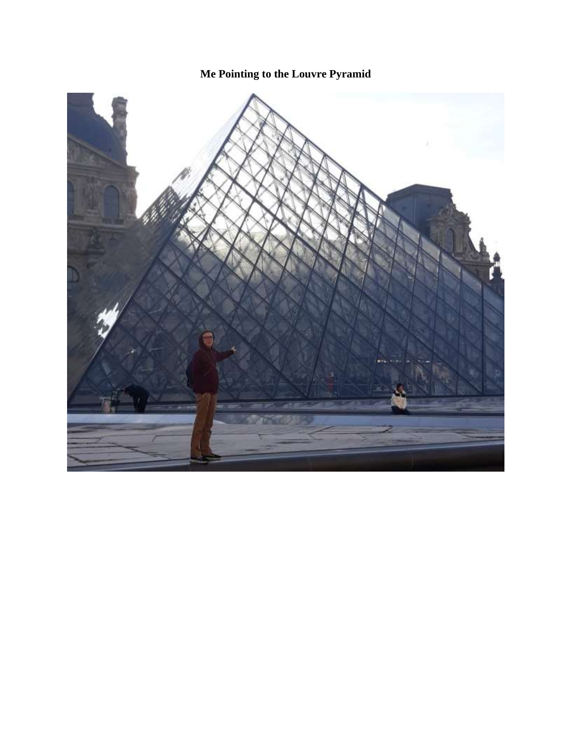**Me Pointing to the Louvre Pyramid**